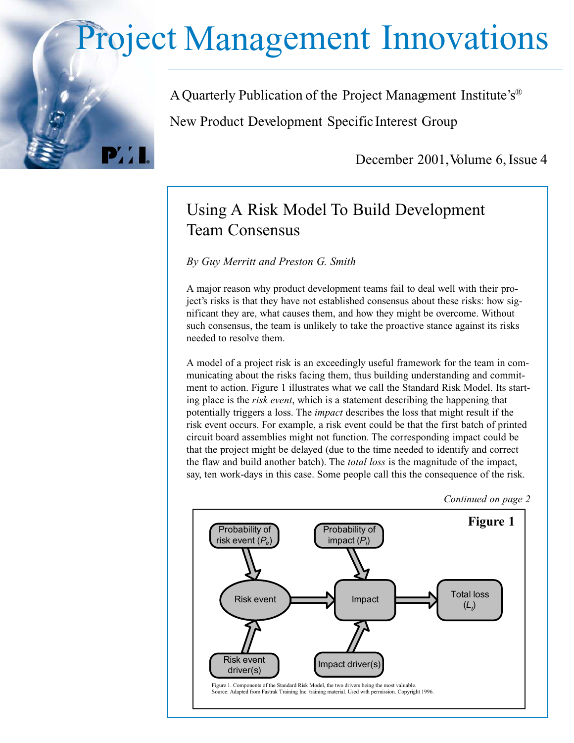# Project Management Innovations

A Quarterly Publication of the Project Management Institute's®

New Product Development Specific Interest Group

December 2001, Volume 6, Issue 4

## Using A Risk Model To Build Development Team Consensus

*By Guy Merritt and Preston G. Smith*

A major reason why product development teams fail to deal well with their project's risks is that they have not established consensus about these risks: how significant they are, what causes them, and how they might be overcome. Without such consensus, the team is unlikely to take the proactive stance against its risks needed to resolve them.

A model of a project risk is an exceedingly useful framework for the team in communicating about the risks facing them, thus building understanding and commitment to action. Figure 1 illustrates what we call the Standard Risk Model. Its starting place is the *risk event*, which is a statement describing the happening that potentially triggers a loss. The *impact* describes the loss that might result if the risk event occurs. For example, a risk event could be that the first batch of printed circuit board assemblies might not function. The corresponding impact could be that the project might be delayed (due to the time needed to identify and correct the flaw and build another batch). The *total loss* is the magnitude of the impact, say, ten work-days in this case. Some people call this the consequence of the risk.

*Continued on page 2*

**Figure 1**

Probability of risk event ($P_e$) → Risk event ← Risk event driver(s)

Probability of impact ($P_i$) → Impact ← Impact driver(s)

Risk event → Impact → Total loss ($L_t$)

Figure 1. Components of the Standard Risk Model, the two drivers being the most valuable.
Source: Adapted from Fastrak Training Inc. training material. Used with permission. Copyright 1996.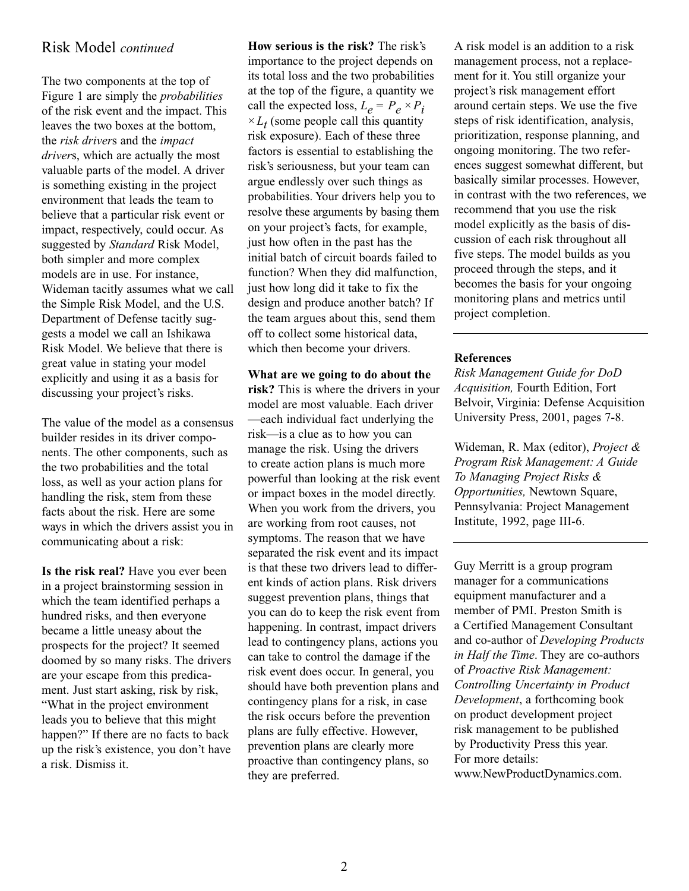## Risk Model *continued*

The two components at the top of Figure 1 are simply the *probabilities* of the risk event and the impact. This leaves the two boxes at the bottom, the *risk driver*s and the *impact driver*s, which are actually the most valuable parts of the model. A driver is something existing in the project environment that leads the team to believe that a particular risk event or impact, respectively, could occur. As suggested by *Standard* Risk Model, both simpler and more complex models are in use. For instance, Wideman tacitly assumes what we call the Simple Risk Model, and the U.S. Department of Defense tacitly suggests a model we call an Ishikawa Risk Model. We believe that there is great value in stating your model explicitly and using it as a basis for discussing your project's risks.

The value of the model as a consensus builder resides in its driver components. The other components, such as the two probabilities and the total loss, as well as your action plans for handling the risk, stem from these facts about the risk. Here are some ways in which the drivers assist you in communicating about a risk:

**Is the risk real?** Have you ever been in a project brainstorming session in which the team identified perhaps a hundred risks, and then everyone became a little uneasy about the prospects for the project? It seemed doomed by so many risks. The drivers are your escape from this predicament. Just start asking, risk by risk, "What in the project environment leads you to believe that this might happen?" If there are no facts to back up the risk's existence, you don't have a risk. Dismiss it.

**How serious is the risk?** The risk's importance to the project depends on its total loss and the two probabilities at the top of the figure, a quantity we call the expected loss, $L_e = P_e \times P_i \times L_t$ (some people call this quantity risk exposure). Each of these three factors is essential to establishing the risk's seriousness, but your team can argue endlessly over such things as probabilities. Your drivers help you to resolve these arguments by basing them on your project's facts, for example, just how often in the past has the initial batch of circuit boards failed to function? When they did malfunction, just how long did it take to fix the design and produce another batch? If the team argues about this, send them off to collect some historical data, which then become your drivers.

**What are we going to do about the risk?** This is where the drivers in your model are most valuable. Each driver—each individual fact underlying the risk—is a clue as to how you can manage the risk. Using the drivers to create action plans is much more powerful than looking at the risk event or impact boxes in the model directly. When you work from the drivers, you are working from root causes, not symptoms. The reason that we have separated the risk event and its impact is that these two drivers lead to different kinds of action plans. Risk drivers suggest prevention plans, things that you can do to keep the risk event from happening. In contrast, impact drivers lead to contingency plans, actions you can take to control the damage if the risk event does occur. In general, you should have both prevention plans and contingency plans for a risk, in case the risk occurs before the prevention plans are fully effective. However, prevention plans are clearly more proactive than contingency plans, so they are preferred.

A risk model is an addition to a risk management process, not a replacement for it. You still organize your project's risk management effort around certain steps. We use the five steps of risk identification, analysis, prioritization, response planning, and ongoing monitoring. The two references suggest somewhat different, but basically similar processes. However, in contrast with the two references, we recommend that you use the risk model explicitly as the basis of discussion of each risk throughout all five steps. The model builds as you proceed through the steps, and it becomes the basis for your ongoing monitoring plans and metrics until project completion.

---

**References**

*Risk Management Guide for DoD Acquisition,* Fourth Edition, Fort Belvoir, Virginia: Defense Acquisition University Press, 2001, pages 7-8.

Wideman, R. Max (editor), *Project & Program Risk Management: A Guide To Managing Project Risks & Opportunities,* Newtown Square, Pennsylvania: Project Management Institute, 1992, page III-6.

---

Guy Merritt is a group program manager for a communications equipment manufacturer and a member of PMI. Preston Smith is a Certified Management Consultant and co-author of *Developing Products in Half the Time*. They are co-authors of *Proactive Risk Management: Controlling Uncertainty in Product Development*, a forthcoming book on product development project risk management to be published by Productivity Press this year. For more details: www.NewProductDynamics.com.